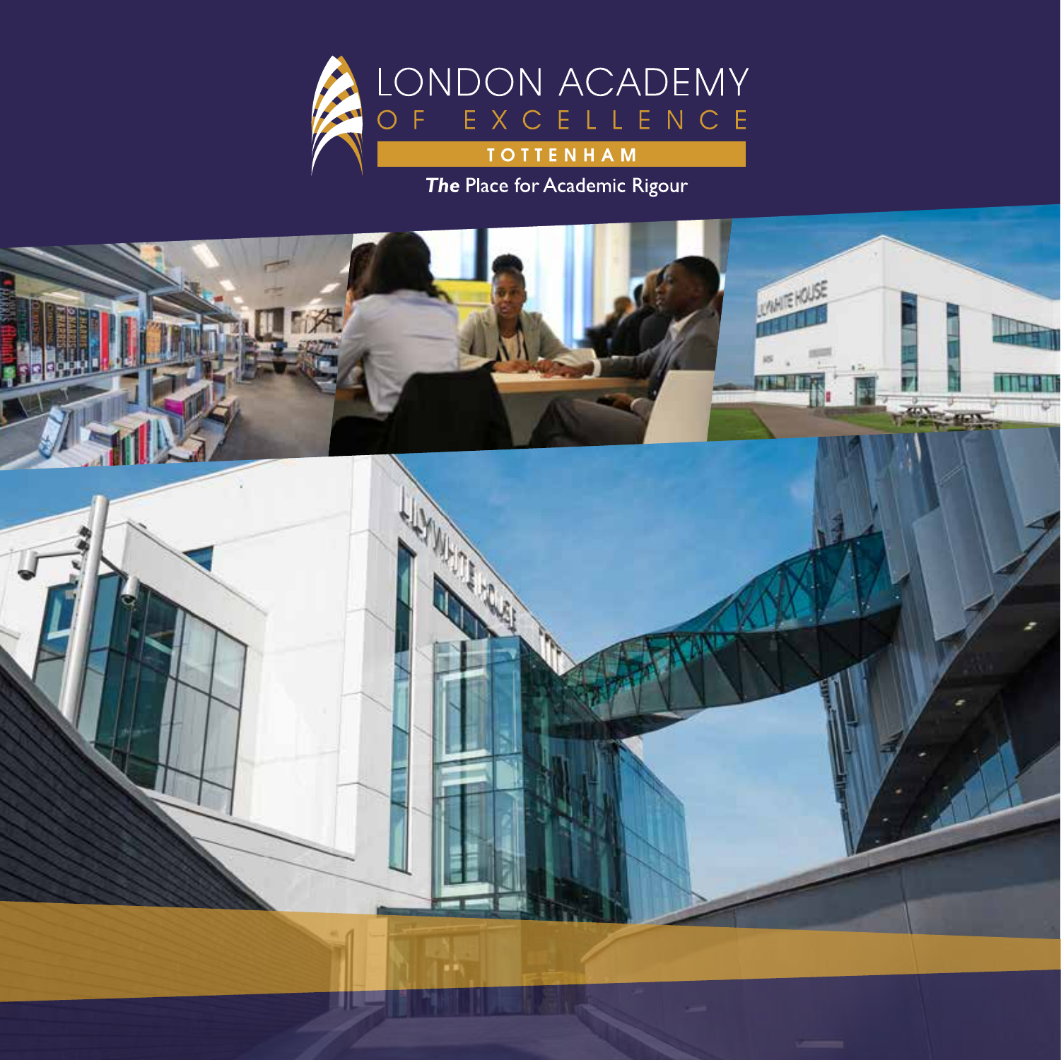# LONDON ACADEMY OF EXCELLENCE

## TOTTENHAM

***The*** Place for Academic Rigour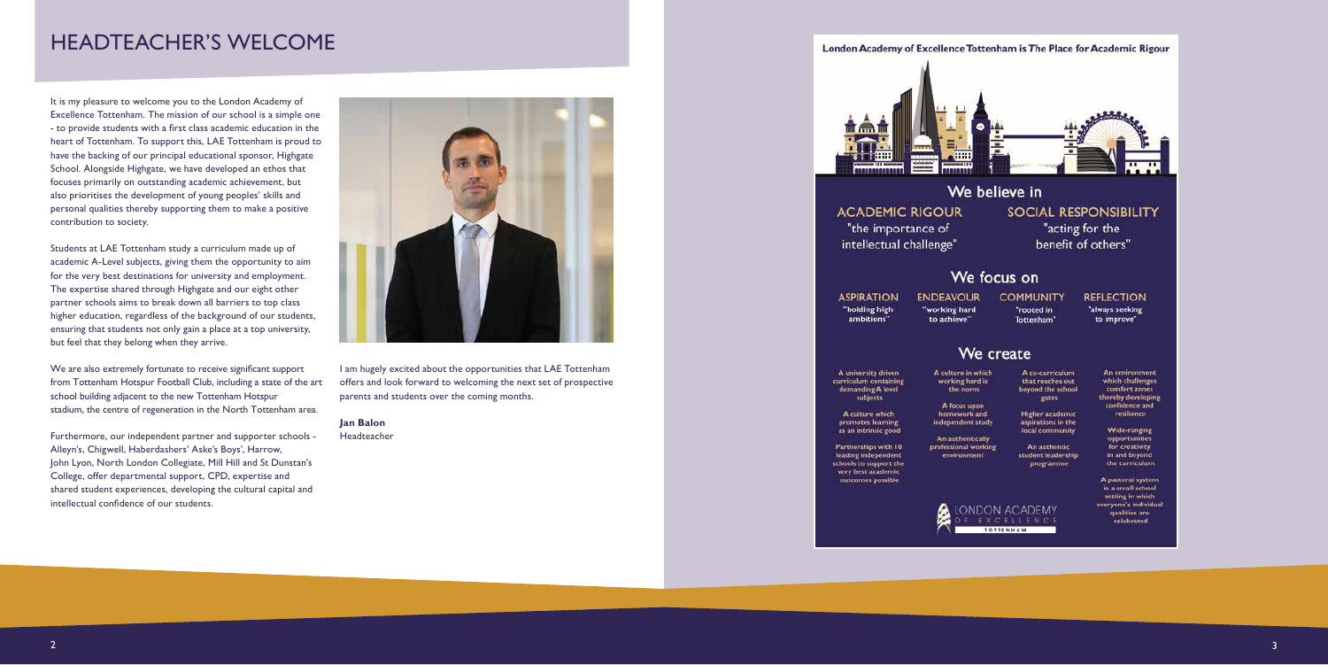# HEADTEACHER'S WELCOME

It is my pleasure to welcome you to the London Academy of Excellence Tottenham. The mission of our school is a simple one - to provide students with a first class academic education in the heart of Tottenham. To support this, LAE Tottenham is proud to have the backing of our principal educational sponsor, Highgate School. Alongside Highgate, we have developed an ethos that focuses primarily on outstanding academic achievement, but also prioritises the development of young peoples' skills and personal qualities thereby supporting them to make a positive contribution to society.

Students at LAE Tottenham study a curriculum made up of academic A-Level subjects, giving them the opportunity to aim for the very best destinations for university and employment. The expertise shared through Highgate and our eight other partner schools aims to break down all barriers to top class higher education, regardless of the background of our students, ensuring that students not only gain a place at a top university, but feel that they belong when they arrive.

We are also extremely fortunate to receive significant support from Tottenham Hotspur Football Club, including a state of the art school building adjacent to the new Tottenham Hotspur stadium, the centre of regeneration in the North Tottenham area.

Furthermore, our independent partner and supporter schools - Alleyn's, Chigwell, Haberdashers' Aske's Boys', Harrow, John Lyon, North London Collegiate, Mill Hill and St Dunstan's College, offer departmental support, CPD, expertise and shared student experiences, developing the cultural capital and intellectual confidence of our students.

I am hugely excited about the opportunities that LAE Tottenham offers and look forward to welcoming the next set of prospective parents and students over the coming months.

**Jan Balon**
Headteacher

London Academy of Excellence Tottenham is *The* Place for Academic Rigour

## We believe in

**ACADEMIC RIGOUR** "the importance of intellectual challenge"

**SOCIAL RESPONSIBILITY** "acting for the benefit of others"

## We focus on

**ASPIRATION** "holding high ambitions"

**ENDEAVOUR** "working hard to achieve"

**COMMUNITY** "rooted in Tottenham"

**REFLECTION** "always seeking to improve"

## We create

- A university driven curriculum containing demanding A level subjects
- A culture which promotes learning as an intrinsic good
- Partnerships with 10 leading independent schools to support the very best academic outcomes possible
- A culture in which working hard is the norm
- A focus upon homework and independent study
- An authentically professional working environment
- A co-curriculum that reaches out beyond the school gates
- Higher academic aspirations in the local community
- An authentic student leadership programme
- An environment which challenges comfort zones thereby developing confidence and resilience
- Wide-ranging opportunities for creativity in and beyond the curriculum
- A pastoral system in a small school setting in which everyone's individual qualities are celebrated

LONDON ACADEMY OF EXCELLENCE TOTTENHAM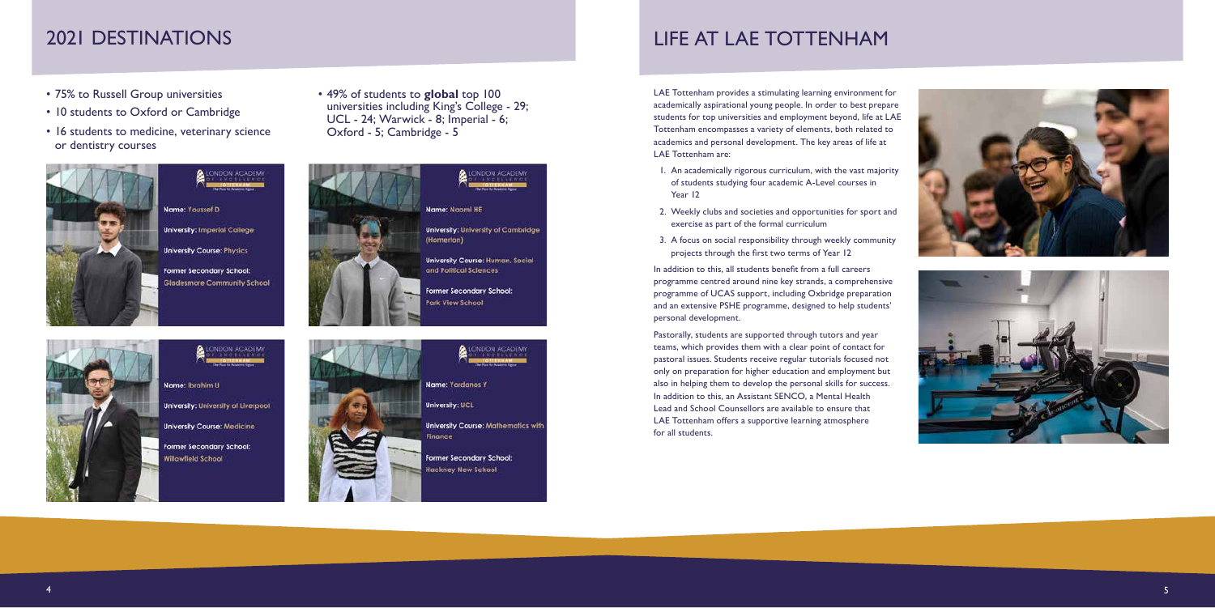## 2021 DESTINATIONS

- 75% to Russell Group universities
- 10 students to Oxford or Cambridge
- 16 students to medicine, veterinary science or dentistry courses
- 49% of students to **global** top 100 universities including King's College - 29; UCL - 24; Warwick - 8; Imperial - 6; Oxford - 5; Cambridge - 5

Name: Youssef D
University: Imperial College
University Course: Physics
Former Secondary School: Gladesmore Community School

Name: Naomi HE
University: University of Cambridge (Homerton)
University Course: Human, Social and Political Sciences
Former Secondary School: Park View School

Name: Ibrahim U
University: University of Liverpool
University Course: Medicine
Former Secondary School: Willowfield School

Name: Yordanos Y
University: UCL
University Course: Mathematics with Finance
Former Secondary School: Hackney New School

## LIFE AT LAE TOTTENHAM

LAE Tottenham provides a stimulating learning environment for academically aspirational young people. In order to best prepare students for top universities and employment beyond, life at LAE Tottenham encompasses a variety of elements, both related to academics and personal development. The key areas of life at LAE Tottenham are:

1. An academically rigorous curriculum, with the vast majority of students studying four academic A-Level courses in Year 12
2. Weekly clubs and societies and opportunities for sport and exercise as part of the formal curriculum
3. A focus on social responsibility through weekly community projects through the first two terms of Year 12

In addition to this, all students benefit from a full careers programme centred around nine key strands, a comprehensive programme of UCAS support, including Oxbridge preparation and an extensive PSHE programme, designed to help students' personal development.

Pastorally, students are supported through tutors and year teams, which provides them with a clear point of contact for pastoral issues. Students receive regular tutorials focused not only on preparation for higher education and employment but also in helping them to develop the personal skills for success. In addition to this, an Assistant SENCO, a Mental Health Lead and School Counsellors are available to ensure that LAE Tottenham offers a supportive learning atmosphere for all students.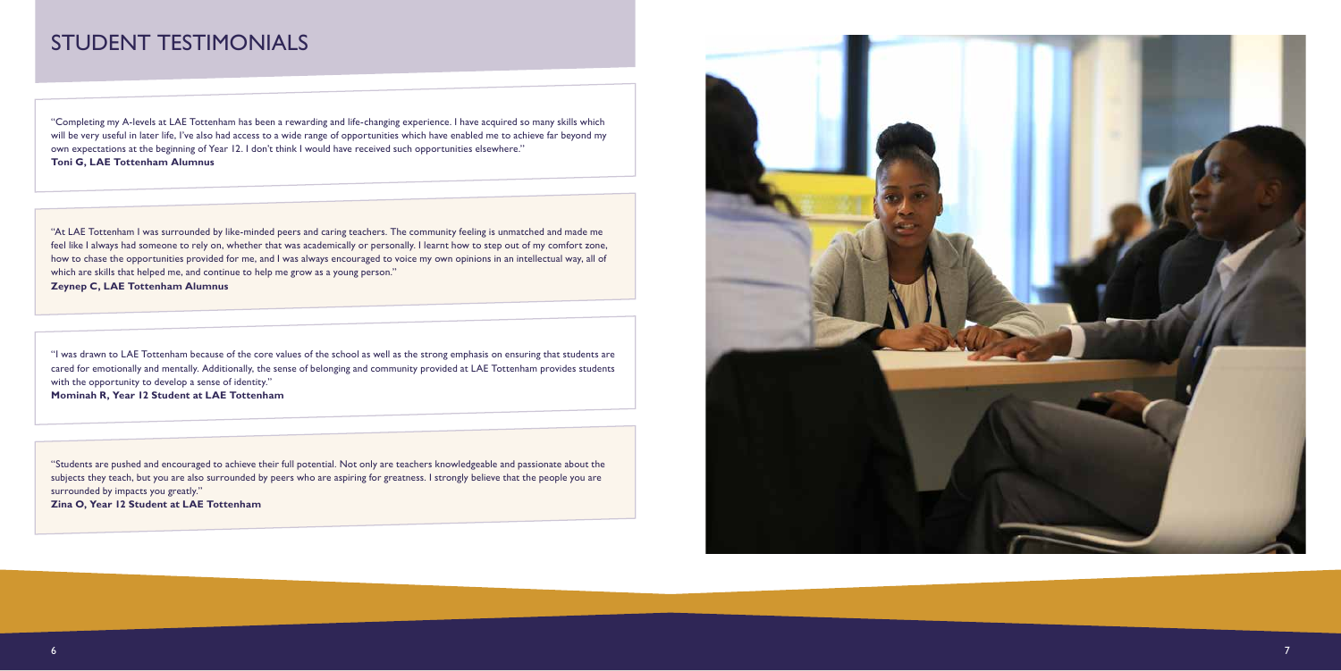# STUDENT TESTIMONIALS

"Completing my A-levels at LAE Tottenham has been a rewarding and life-changing experience. I have acquired so many skills which will be very useful in later life, I've also had access to a wide range of opportunities which have enabled me to achieve far beyond my own expectations at the beginning of Year 12. I don't think I would have received such opportunities elsewhere."
**Toni G, LAE Tottenham Alumnus**

"At LAE Tottenham I was surrounded by like-minded peers and caring teachers. The community feeling is unmatched and made me feel like I always had someone to rely on, whether that was academically or personally. I learnt how to step out of my comfort zone, how to chase the opportunities provided for me, and I was always encouraged to voice my own opinions in an intellectual way, all of which are skills that helped me, and continue to help me grow as a young person."
**Zeynep C, LAE Tottenham Alumnus**

"I was drawn to LAE Tottenham because of the core values of the school as well as the strong emphasis on ensuring that students are cared for emotionally and mentally. Additionally, the sense of belonging and community provided at LAE Tottenham provides students with the opportunity to develop a sense of identity."
**Mominah R, Year 12 Student at LAE Tottenham**

"Students are pushed and encouraged to achieve their full potential. Not only are teachers knowledgeable and passionate about the subjects they teach, but you are also surrounded by peers who are aspiring for greatness. I strongly believe that the people you are surrounded by impacts you greatly."
**Zina O, Year 12 Student at LAE Tottenham**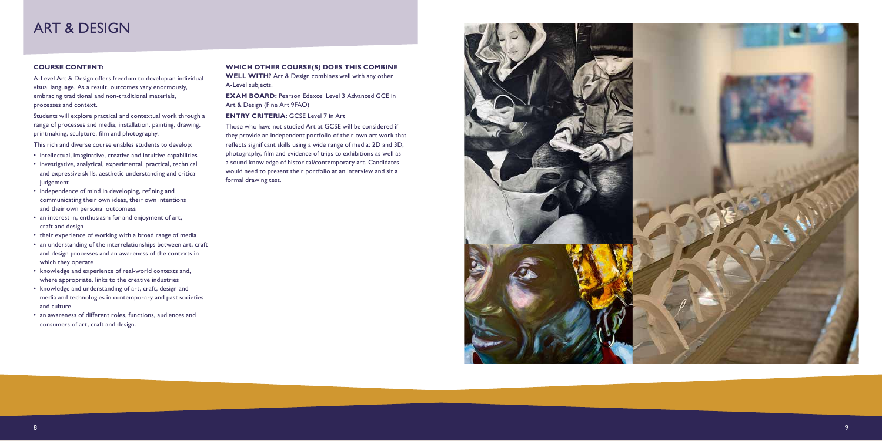# ART & DESIGN

**COURSE CONTENT:**

A-Level Art & Design offers freedom to develop an individual visual language. As a result, outcomes vary enormously, embracing traditional and non-traditional materials, processes and context.

Students will explore practical and contextual work through a range of processes and media, installation, painting, drawing, printmaking, sculpture, film and photography.

This rich and diverse course enables students to develop:

- intellectual, imaginative, creative and intuitive capabilities
- investigative, analytical, experimental, practical, technical and expressive skills, aesthetic understanding and critical judgement
- independence of mind in developing, refining and communicating their own ideas, their own intentions and their own personal outcomess
- an interest in, enthusiasm for and enjoyment of art, craft and design
- their experience of working with a broad range of media
- an understanding of the interrelationships between art, craft and design processes and an awareness of the contexts in which they operate
- knowledge and experience of real-world contexts and, where appropriate, links to the creative industries
- knowledge and understanding of art, craft, design and media and technologies in contemporary and past societies and culture
- an awareness of different roles, functions, audiences and consumers of art, craft and design.

**WHICH OTHER COURSE(S) DOES THIS COMBINE WELL WITH?** Art & Design combines well with any other A-Level subjects.

**EXAM BOARD:** Pearson Edexcel Level 3 Advanced GCE in Art & Design (Fine Art 9FAO)

**ENTRY CRITERIA:** GCSE Level 7 in Art

Those who have not studied Art at GCSE will be considered if they provide an independent portfolio of their own art work that reflects significant skills using a wide range of media: 2D and 3D, photography, film and evidence of trips to exhibitions as well as a sound knowledge of historical/contemporary art. Candidates would need to present their portfolio at an interview and sit a formal drawing test.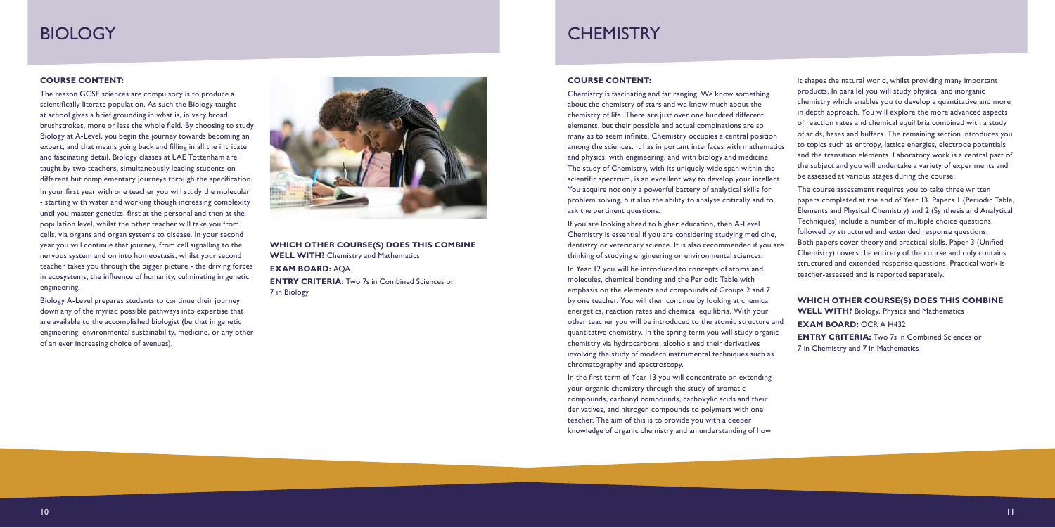# BIOLOGY

**COURSE CONTENT:**

The reason GCSE sciences are compulsory is to produce a scientifically literate population. As such the Biology taught at school gives a brief grounding in what is, in very broad brushstrokes, more or less the whole field. By choosing to study Biology at A-Level, you begin the journey towards becoming an expert, and that means going back and filling in all the intricate and fascinating detail. Biology classes at LAE Tottenham are taught by two teachers, simultaneously leading students on different but complementary journeys through the specification.

In your first year with one teacher you will study the molecular - starting with water and working though increasing complexity until you master genetics, first at the personal and then at the population level, whilst the other teacher will take you from cells, via organs and organ systems to disease. In your second year you will continue that journey, from cell signalling to the nervous system and on into homeostasis, whilst your second teacher takes you through the bigger picture - the driving forces in ecosystems, the influence of humanity, culminating in genetic engineering.

Biology A-Level prepares students to continue their journey down any of the myriad possible pathways into expertise that are available to the accomplished biologist (be that in genetic engineering, environmental sustainability, medicine, or any other of an ever increasing choice of avenues).

**WHICH OTHER COURSE(S) DOES THIS COMBINE WELL WITH?** Chemistry and Mathematics

**EXAM BOARD:** AQA

**ENTRY CRITERIA:** Two 7s in Combined Sciences or 7 in Biology

# CHEMISTRY

**COURSE CONTENT:**

Chemistry is fascinating and far ranging. We know something about the chemistry of stars and we know much about the chemistry of life. There are just over one hundred different elements, but their possible and actual combinations are so many as to seem infinite. Chemistry occupies a central position among the sciences. It has important interfaces with mathematics and physics, with engineering, and with biology and medicine. The study of Chemistry, with its uniquely wide span within the scientific spectrum, is an excellent way to develop your intellect. You acquire not only a powerful battery of analytical skills for problem solving, but also the ability to analyse critically and to ask the pertinent questions.

If you are looking ahead to higher education, then A-Level Chemistry is essential if you are considering studying medicine, dentistry or veterinary science. It is also recommended if you are thinking of studying engineering or environmental sciences.

In Year 12 you will be introduced to concepts of atoms and molecules, chemical bonding and the Periodic Table with emphasis on the elements and compounds of Groups 2 and 7 by one teacher. You will then continue by looking at chemical energetics, reaction rates and chemical equilibria. With your other teacher you will be introduced to the atomic structure and quantitative chemistry. In the spring term you will study organic chemistry via hydrocarbons, alcohols and their derivatives involving the study of modern instrumental techniques such as chromatography and spectroscopy.

In the first term of Year 13 you will concentrate on extending your organic chemistry through the study of aromatic compounds, carbonyl compounds, carboxylic acids and their derivatives, and nitrogen compounds to polymers with one teacher. The aim of this is to provide you with a deeper knowledge of organic chemistry and an understanding of how it shapes the natural world, whilst providing many important products. In parallel you will study physical and inorganic chemistry which enables you to develop a quantitative and more in depth approach. You will explore the more advanced aspects of reaction rates and chemical equilibria combined with a study of acids, bases and buffers. The remaining section introduces you to topics such as entropy, lattice energies, electrode potentials and the transition elements. Laboratory work is a central part of the subject and you will undertake a variety of experiments and be assessed at various stages during the course.

The course assessment requires you to take three written papers completed at the end of Year 13. Papers 1 (Periodic Table, Elements and Physical Chemistry) and 2 (Synthesis and Analytical Techniques) include a number of multiple choice questions, followed by structured and extended response questions. Both papers cover theory and practical skills. Paper 3 (Unified Chemistry) covers the entirety of the course and only contains structured and extended response questions. Practical work is teacher-assessed and is reported separately.

**WHICH OTHER COURSE(S) DOES THIS COMBINE WELL WITH?** Biology, Physics and Mathematics

**EXAM BOARD:** OCR A H432

**ENTRY CRITERIA:** Two 7s in Combined Sciences or 7 in Chemistry and 7 in Mathematics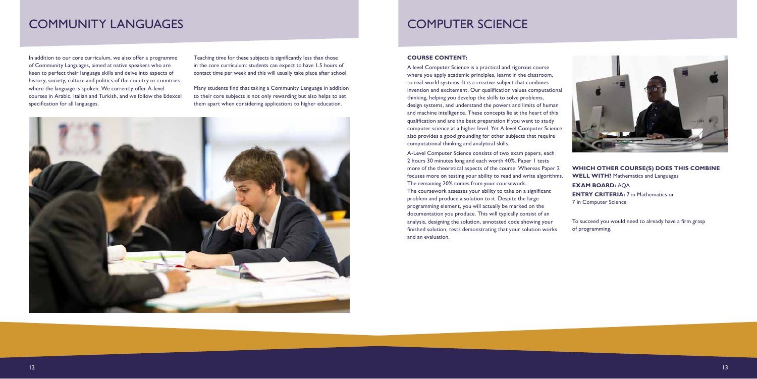# COMMUNITY LANGUAGES

In addition to our core curriculum, we also offer a programme of Community Languages, aimed at native speakers who are keen to perfect their language skills and delve into aspects of history, society, culture and politics of the country or countries where the language is spoken. We currently offer A-level courses in Arabic, Italian and Turkish, and we follow the Edexcel specification for all languages.

Teaching time for these subjects is significantly less than those in the core curriculum: students can expect to have 1.5 hours of contact time per week and this will usually take place after school.

Many students find that taking a Community Language in addition to their core subjects is not only rewarding but also helps to set them apart when considering applications to higher education.

# COMPUTER SCIENCE

**COURSE CONTENT:**

A level Computer Science is a practical and rigorous course where you apply academic principles, learnt in the classroom, to real-world systems. It is a creative subject that combines invention and excitement. Our qualification values computational thinking, helping you develop the skills to solve problems, design systems, and understand the powers and limits of human and machine intelligence. These concepts lie at the heart of this qualification and are the best preparation if you want to study computer science at a higher level. Yet A level Computer Science also provides a good grounding for other subjects that require computational thinking and analytical skills.

A-Level Computer Science consists of two exam papers, each 2 hours 30 minutes long and each worth 40%. Paper 1 tests more of the theoretical aspects of the course. Whereas Paper 2 focuses more on testing your ability to read and write algorithms. The remaining 20% comes from your coursework.

The coursework assesses your ability to take on a significant problem and produce a solution to it. Despite the large programming element, you will actually be marked on the documentation you produce. This will typically consist of an analysis, designing the solution, annotated code showing your finished solution, tests demonstrating that your solution works and an evaluation.

**WHICH OTHER COURSE(S) DOES THIS COMBINE WELL WITH?** Mathematics and Languages

**EXAM BOARD:** AQA

**ENTRY CRITERIA:** 7 in Mathematics or 7 in Computer Science

To succeed you would need to already have a firm grasp of programming.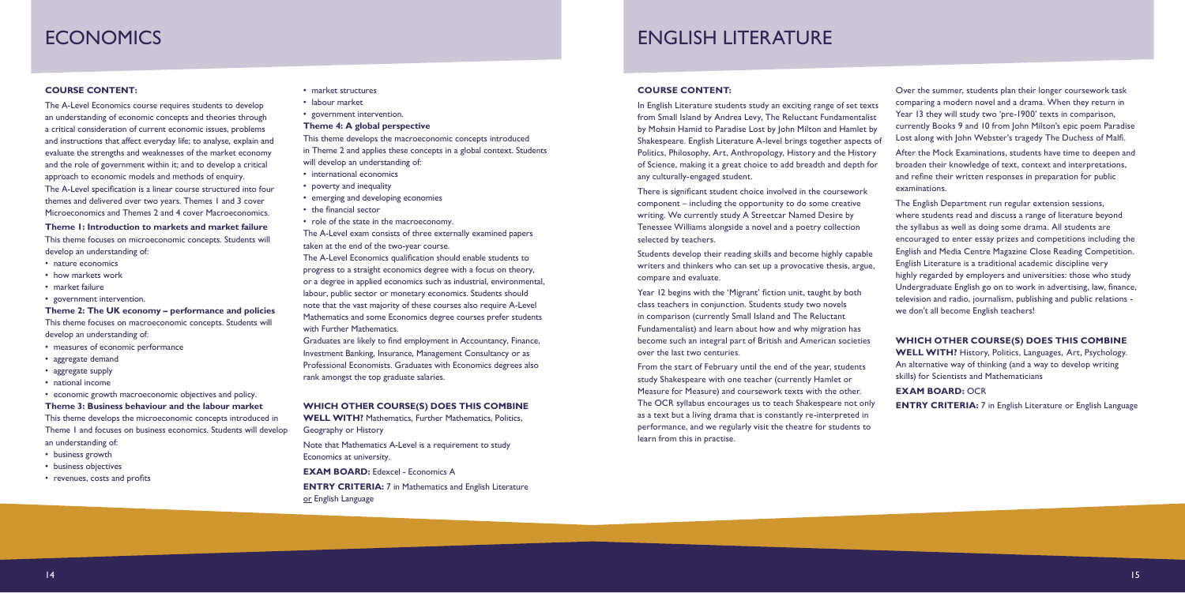# ECONOMICS

## COURSE CONTENT:

The A-Level Economics course requires students to develop an understanding of economic concepts and theories through a critical consideration of current economic issues, problems and instructions that affect everyday life; to analyse, explain and evaluate the strengths and weaknesses of the market economy and the role of government within it; and to develop a critical approach to economic models and methods of enquiry.

The A-Level specification is a linear course structured into four themes and delivered over two years. Themes 1 and 3 cover Microeconomics and Themes 2 and 4 cover Macroeconomics.

**Theme 1: Introduction to markets and market failure**

This theme focuses on microeconomic concepts. Students will develop an understanding of:

- nature economics
- how markets work
- market failure
- government intervention.

**Theme 2: The UK economy – performance and policies**

This theme focuses on macroeconomic concepts. Students will develop an understanding of:

- measures of economic performance
- aggregate demand
- aggregate supply
- national income
- economic growth macroeconomic objectives and policy.

**Theme 3: Business behaviour and the labour market**

This theme develops the microeconomic concepts introduced in Theme 1 and focuses on business economics. Students will develop an understanding of:

- business growth
- business objectives
- revenues, costs and profits
- market structures
- labour market
- government intervention.

**Theme 4: A global perspective**

This theme develops the macroeconomic concepts introduced in Theme 2 and applies these concepts in a global context. Students will develop an understanding of:

- international economics
- poverty and inequality
- emerging and developing economies
- the financial sector
- role of the state in the macroeconomy.

The A-Level exam consists of three externally examined papers taken at the end of the two-year course.

The A-Level Economics qualification should enable students to progress to a straight economics degree with a focus on theory, or a degree in applied economics such as industrial, environmental, labour, public sector or monetary economics. Students should note that the vast majority of these courses also require A-Level Mathematics and some Economics degree courses prefer students with Further Mathematics.

Graduates are likely to find employment in Accountancy, Finance, Investment Banking, Insurance, Management Consultancy or as Professional Economists. Graduates with Economics degrees also rank amongst the top graduate salaries.

**WHICH OTHER COURSE(S) DOES THIS COMBINE WELL WITH?** Mathematics, Further Mathematics, Politics, Geography or History

Note that Mathematics A-Level is a requirement to study Economics at university.

**EXAM BOARD:** Edexcel - Economics A

**ENTRY CRITERIA:** 7 in Mathematics and English Literature or English Language

# ENGLISH LITERATURE

## COURSE CONTENT:

In English Literature students study an exciting range of set texts from Small Island by Andrea Levy, The Reluctant Fundamentalist by Mohsin Hamid to Paradise Lost by John Milton and Hamlet by Shakespeare. English Literature A-level brings together aspects of Politics, Philosophy, Art, Anthropology, History and the History of Science, making it a great choice to add breadth and depth for any culturally-engaged student.

There is significant student choice involved in the coursework component – including the opportunity to do some creative writing. We currently study A Streetcar Named Desire by Tenessee Williams alongside a novel and a poetry collection selected by teachers.

Students develop their reading skills and become highly capable writers and thinkers who can set up a provocative thesis, argue, compare and evaluate.

Year 12 begins with the 'Migrant' fiction unit, taught by both class teachers in conjunction. Students study two novels in comparison (currently Small Island and The Reluctant Fundamentalist) and learn about how and why migration has become such an integral part of British and American societies over the last two centuries.

From the start of February until the end of the year, students study Shakespeare with one teacher (currently Hamlet or Measure for Measure) and coursework texts with the other. The OCR syllabus encourages us to teach Shakespeare not only as a text but a living drama that is constantly re-interpreted in performance, and we regularly visit the theatre for students to learn from this in practise.

Over the summer, students plan their longer coursework task comparing a modern novel and a drama. When they return in Year 13 they will study two 'pre-1900' texts in comparison, currently Books 9 and 10 from John Milton's epic poem Paradise Lost along with John Webster's tragedy The Duchess of Malfi.

After the Mock Examinations, students have time to deepen and broaden their knowledge of text, context and interpretations, and refine their written responses in preparation for public examinations.

The English Department run regular extension sessions, where students read and discuss a range of literature beyond the syllabus as well as doing some drama. All students are encouraged to enter essay prizes and competitions including the English and Media Centre Magazine Close Reading Competition. English Literature is a traditional academic discipline very highly regarded by employers and universities: those who study Undergraduate English go on to work in advertising, law, finance, television and radio, journalism, publishing and public relations - we don't all become English teachers!

**WHICH OTHER COURSE(S) DOES THIS COMBINE WELL WITH?** History, Politics, Languages, Art, Psychology. An alternative way of thinking (and a way to develop writing skills) for Scientists and Mathematicians

**EXAM BOARD:** OCR

**ENTRY CRITERIA:** 7 in English Literature or English Language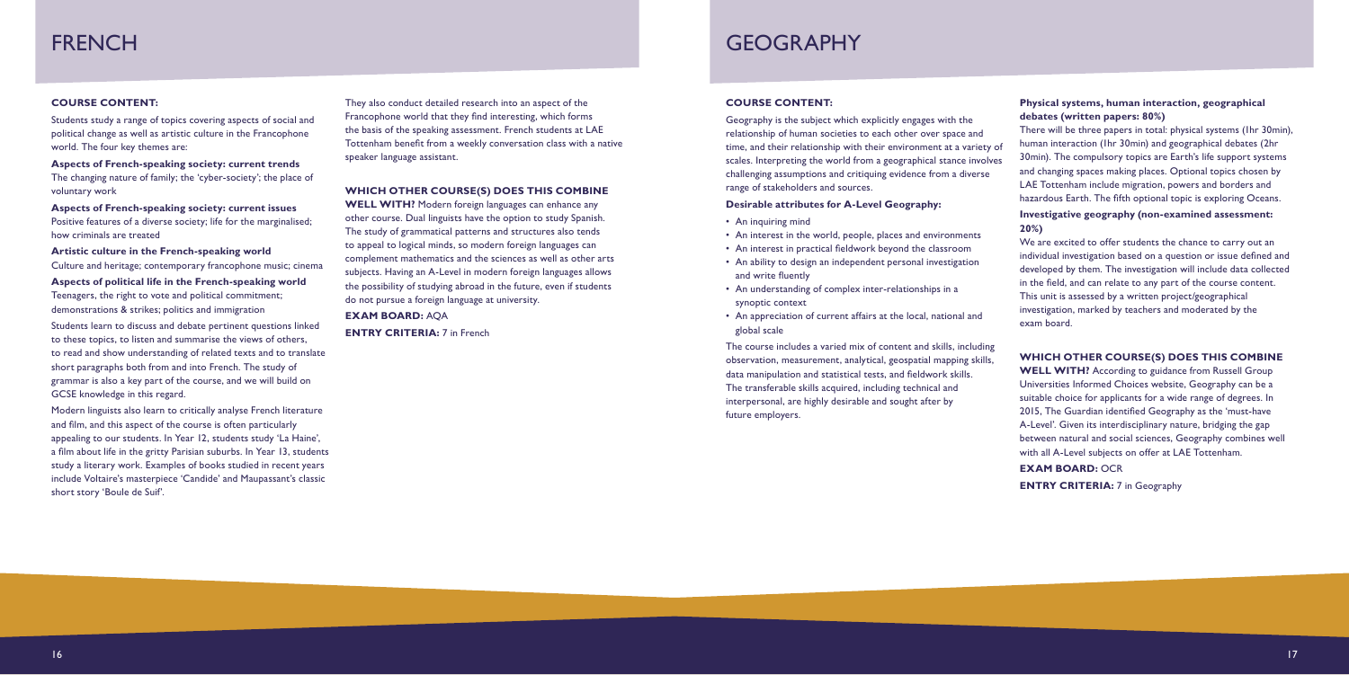# FRENCH

## COURSE CONTENT:

Students study a range of topics covering aspects of social and political change as well as artistic culture in the Francophone world. The four key themes are:

**Aspects of French-speaking society: current trends**
The changing nature of family; the 'cyber-society'; the place of voluntary work

**Aspects of French-speaking society: current issues**
Positive features of a diverse society; life for the marginalised; how criminals are treated

**Artistic culture in the French-speaking world**
Culture and heritage; contemporary francophone music; cinema

**Aspects of political life in the French-speaking world**
Teenagers, the right to vote and political commitment; demonstrations & strikes; politics and immigration

Students learn to discuss and debate pertinent questions linked to these topics, to listen and summarise the views of others, to read and show understanding of related texts and to translate short paragraphs both from and into French. The study of grammar is also a key part of the course, and we will build on GCSE knowledge in this regard.

Modern linguists also learn to critically analyse French literature and film, and this aspect of the course is often particularly appealing to our students. In Year 12, students study 'La Haine', a film about life in the gritty Parisian suburbs. In Year 13, students study a literary work. Examples of books studied in recent years include Voltaire's masterpiece 'Candide' and Maupassant's classic short story 'Boule de Suif'.

They also conduct detailed research into an aspect of the Francophone world that they find interesting, which forms the basis of the speaking assessment. French students at LAE Tottenham benefit from a weekly conversation class with a native speaker language assistant.

**WHICH OTHER COURSE(S) DOES THIS COMBINE WELL WITH?** Modern foreign languages can enhance any other course. Dual linguists have the option to study Spanish. The study of grammatical patterns and structures also tends to appeal to logical minds, so modern foreign languages can complement mathematics and the sciences as well as other arts subjects. Having an A-Level in modern foreign languages allows the possibility of studying abroad in the future, even if students do not pursue a foreign language at university.

**EXAM BOARD:** AQA

**ENTRY CRITERIA:** 7 in French

# GEOGRAPHY

## COURSE CONTENT:

Geography is the subject which explicitly engages with the relationship of human societies to each other over space and time, and their relationship with their environment at a variety of scales. Interpreting the world from a geographical stance involves challenging assumptions and critiquing evidence from a diverse range of stakeholders and sources.

**Desirable attributes for A-Level Geography:**

- An inquiring mind
- An interest in the world, people, places and environments
- An interest in practical fieldwork beyond the classroom
- An ability to design an independent personal investigation and write fluently
- An understanding of complex inter-relationships in a synoptic context
- An appreciation of current affairs at the local, national and global scale

The course includes a varied mix of content and skills, including observation, measurement, analytical, geospatial mapping skills, data manipulation and statistical tests, and fieldwork skills. The transferable skills acquired, including technical and interpersonal, are highly desirable and sought after by future employers.

**Physical systems, human interaction, geographical debates (written papers: 80%)**

There will be three papers in total: physical systems (1hr 30min), human interaction (1hr 30min) and geographical debates (2hr 30min). The compulsory topics are Earth's life support systems and changing spaces making places. Optional topics chosen by LAE Tottenham include migration, powers and borders and hazardous Earth. The fifth optional topic is exploring Oceans.

**Investigative geography (non-examined assessment: 20%)**

We are excited to offer students the chance to carry out an individual investigation based on a question or issue defined and developed by them. The investigation will include data collected in the field, and can relate to any part of the course content. This unit is assessed by a written project/geographical investigation, marked by teachers and moderated by the exam board.

**WHICH OTHER COURSE(S) DOES THIS COMBINE WELL WITH?** According to guidance from Russell Group Universities Informed Choices website, Geography can be a suitable choice for applicants for a wide range of degrees. In 2015, The Guardian identified Geography as the 'must-have A-Level'. Given its interdisciplinary nature, bridging the gap between natural and social sciences, Geography combines well with all A-Level subjects on offer at LAE Tottenham.

**EXAM BOARD:** OCR

**ENTRY CRITERIA:** 7 in Geography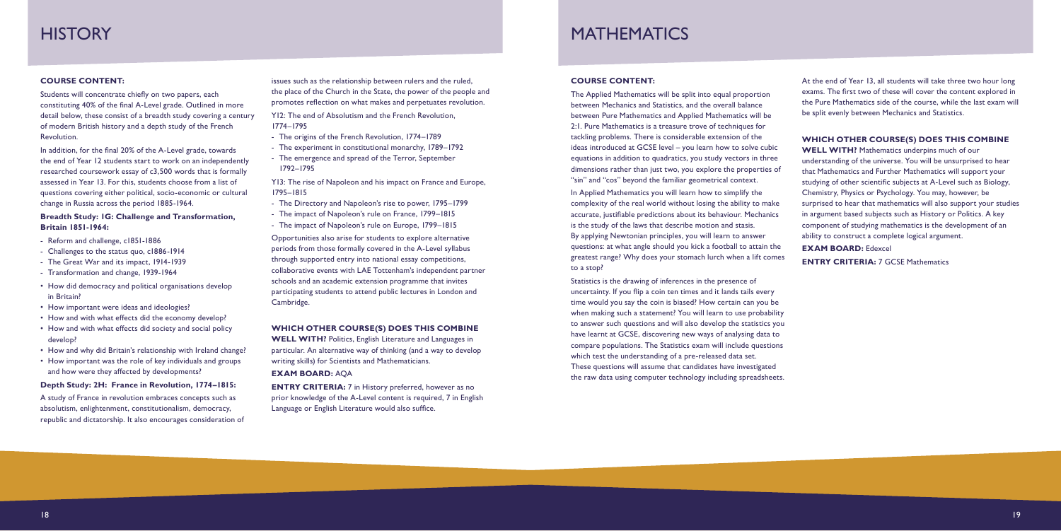# HISTORY

## COURSE CONTENT:

Students will concentrate chiefly on two papers, each constituting 40% of the final A-Level grade. Outlined in more detail below, these consist of a breadth study covering a century of modern British history and a depth study of the French Revolution.

In addition, for the final 20% of the A-Level grade, towards the end of Year 12 students start to work on an independently researched coursework essay of c3,500 words that is formally assessed in Year 13. For this, students choose from a list of questions covering either political, socio-economic or cultural change in Russia across the period 1885-1964.

### Breadth Study: 1G: Challenge and Transformation, Britain 1851-1964:

- Reform and challenge, c1851-1886
- Challenges to the status quo, c1886-1914
- The Great War and its impact, 1914-1939
- Transformation and change, 1939-1964

- How did democracy and political organisations develop in Britain?
- How important were ideas and ideologies?
- How and with what effects did the economy develop?
- How and with what effects did society and social policy develop?
- How and why did Britain's relationship with Ireland change?
- How important was the role of key individuals and groups and how were they affected by developments?

### Depth Study: 2H: France in Revolution, 1774–1815:

A study of France in revolution embraces concepts such as absolutism, enlightenment, constitutionalism, democracy, republic and dictatorship. It also encourages consideration of issues such as the relationship between rulers and the ruled, the place of the Church in the State, the power of the people and promotes reflection on what makes and perpetuates revolution.

Y12: The end of Absolutism and the French Revolution, 1774–1795

- The origins of the French Revolution, 1774–1789
- The experiment in constitutional monarchy, 1789–1792
- The emergence and spread of the Terror, September 1792–1795

Y13: The rise of Napoleon and his impact on France and Europe, 1795–1815

- The Directory and Napoleon's rise to power, 1795–1799
- The impact of Napoleon's rule on France, 1799–1815
- The impact of Napoleon's rule on Europe, 1799–1815

Opportunities also arise for students to explore alternative periods from those formally covered in the A-Level syllabus through supported entry into national essay competitions, collaborative events with LAE Tottenham's independent partner schools and an academic extension programme that invites participating students to attend public lectures in London and Cambridge.

## WHICH OTHER COURSE(S) DOES THIS COMBINE WELL WITH?

Politics, English Literature and Languages in particular. An alternative way of thinking (and a way to develop writing skills) for Scientists and Mathematicians.

**EXAM BOARD:** AQA

**ENTRY CRITERIA:** 7 in History preferred, however as no prior knowledge of the A-Level content is required, 7 in English Language or English Literature would also suffice.

# MATHEMATICS

## COURSE CONTENT:

The Applied Mathematics will be split into equal proportion between Mechanics and Statistics, and the overall balance between Pure Mathematics and Applied Mathematics will be 2:1. Pure Mathematics is a treasure trove of techniques for tackling problems. There is considerable extension of the ideas introduced at GCSE level – you learn how to solve cubic equations in addition to quadratics, you study vectors in three dimensions rather than just two, you explore the properties of "sin" and "cos" beyond the familiar geometrical context.

In Applied Mathematics you will learn how to simplify the complexity of the real world without losing the ability to make accurate, justifiable predictions about its behaviour. Mechanics is the study of the laws that describe motion and stasis. By applying Newtonian principles, you will learn to answer questions: at what angle should you kick a football to attain the greatest range? Why does your stomach lurch when a lift comes to a stop?

Statistics is the drawing of inferences in the presence of uncertainty. If you flip a coin ten times and it lands tails every time would you say the coin is biased? How certain can you be when making such a statement? You will learn to use probability to answer such questions and will also develop the statistics you have learnt at GCSE, discovering new ways of analysing data to compare populations. The Statistics exam will include questions which test the understanding of a pre-released data set. These questions will assume that candidates have investigated the raw data using computer technology including spreadsheets.

At the end of Year 13, all students will take three two hour long exams. The first two of these will cover the content explored in the Pure Mathematics side of the course, while the last exam will be split evenly between Mechanics and Statistics.

## WHICH OTHER COURSE(S) DOES THIS COMBINE WELL WITH?

Mathematics underpins much of our understanding of the universe. You will be unsurprised to hear that Mathematics and Further Mathematics will support your studying of other scientific subjects at A-Level such as Biology, Chemistry, Physics or Psychology. You may, however, be surprised to hear that mathematics will also support your studies in argument based subjects such as History or Politics. A key component of studying mathematics is the development of an ability to construct a complete logical argument.

**EXAM BOARD:** Edexcel

**ENTRY CRITERIA:** 7 GCSE Mathematics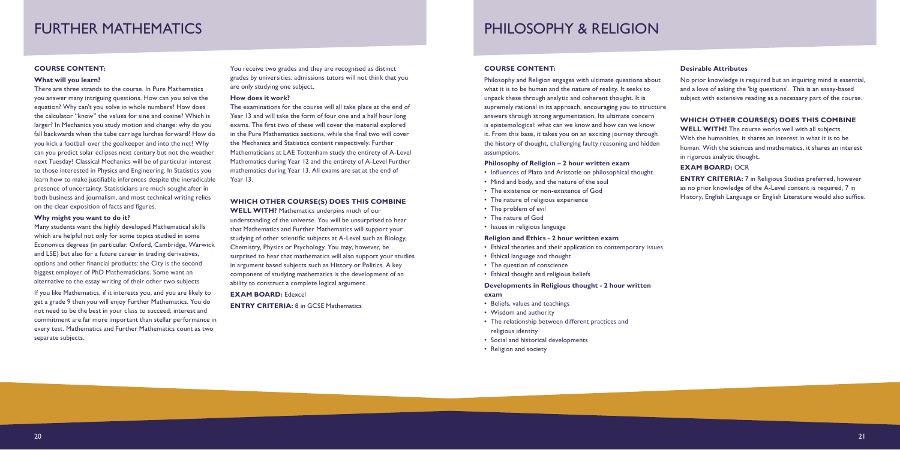# FURTHER MATHEMATICS

## COURSE CONTENT:

### What will you learn?

There are three strands to the course. In Pure Mathematics you answer many intriguing questions. How can you solve the equation? Why can't you solve in whole numbers? How does the calculator "know" the values for sine and cosine? Which is larger? In Mechanics you study motion and change: why do you fall backwards when the tube carriage lurches forward? How do you kick a football over the goalkeeper and into the net? Why can you predict solar eclipses next century but not the weather next Tuesday? Classical Mechanics will be of particular interest to those interested in Physics and Engineering. In Statistics you learn how to make justifiable inferences despite the ineradicable presence of uncertainty. Statisticians are much sought after in both business and journalism, and most technical writing relies on the clear exposition of facts and figures.

### Why might you want to do it?

Many students want the highly developed Mathematical skills which are helpful not only for some topics studied in some Economics degrees (in particular, Oxford, Cambridge, Warwick and LSE) but also for a future career in trading derivatives, options and other financial products: the City is the second biggest employer of PhD Mathematicians. Some want an alternative to the essay writing of their other two subjects

If you like Mathematics, if it interests you, and you are likely to get a grade 9 then you will enjoy Further Mathematics. You do not need to be the best in your class to succeed; interest and commitment are far more important than stellar performance in every test. Mathematics and Further Mathematics count as two separate subjects.

You receive two grades and they are recognised as distinct grades by universities: admissions tutors will not think that you are only studying one subject.

### How does it work?

The examinations for the course will all take place at the end of Year 13 and will take the form of four one and a half hour long exams. The first two of these will cover the material explored in the Pure Mathematics sections, while the final two will cover the Mechanics and Statistics content respectively. Further Mathematicians at LAE Tottenham study the entirety of A-Level Mathematics during Year 12 and the entirety of A-Level Further mathematics during Year 13. All exams are sat at the end of Year 13.

### WHICH OTHER COURSE(S) DOES THIS COMBINE WELL WITH?

Mathematics underpins much of our understanding of the universe. You will be unsurprised to hear that Mathematics and Further Mathematics will support your studying of other scientific subjects at A-Level such as Biology, Chemistry, Physics or Psychology. You may, however, be surprised to hear that mathematics will also support your studies in argument based subjects such as History or Politics. A key component of studying mathematics is the development of an ability to construct a complete logical argument.

**EXAM BOARD:** Edexcel

**ENTRY CRITERIA:** 8 in GCSE Mathematics

# PHILOSOPHY & RELIGION

## COURSE CONTENT:

Philosophy and Religion engages with ultimate questions about what it is to be human and the nature of reality. It seeks to unpack these through analytic and coherent thought. It is supremely rational in its approach, encouraging you to structure answers through strong argumentation. Its ultimate concern is epistemological: what can we know and how can we know it. From this base, it takes you on an exciting journey through the history of thought, challenging faulty reasoning and hidden assumptions.

### Philosophy of Religion – 2 hour written exam

- Influences of Plato and Aristotle on philosophical thought
- Mind and body, and the nature of the soul
- The existence or non-existence of God
- The nature of religious experience
- The problem of evil
- The nature of God
- Issues in religious language

### Religion and Ethics - 2 hour written exam

- Ethical theories and their application to contemporary issues
- Ethical language and thought
- The question of conscience
- Ethical thought and religious beliefs

### Developments in Religious thought - 2 hour written exam

- Beliefs, values and teachings
- Wisdom and authority
- The relationship between different practices and religious identity
- Social and historical developments
- Religion and society

### Desirable Attributes

No prior knowledge is required but an inquiring mind is essential, and a love of asking the 'big questions'. This is an essay-based subject with extensive reading as a necessary part of the course.

### WHICH OTHER COURSE(S) DOES THIS COMBINE WELL WITH?

The course works well with all subjects. With the humanities, it shares an interest in what it is to be human. With the sciences and mathematics, it shares an interest in rigorous analytic thought.

**EXAM BOARD:** OCR

**ENTRY CRITERIA:** 7 in Religious Studies preferred, however as no prior knowledge of the A-Level content is required, 7 in History, English Language or English Literature would also suffice.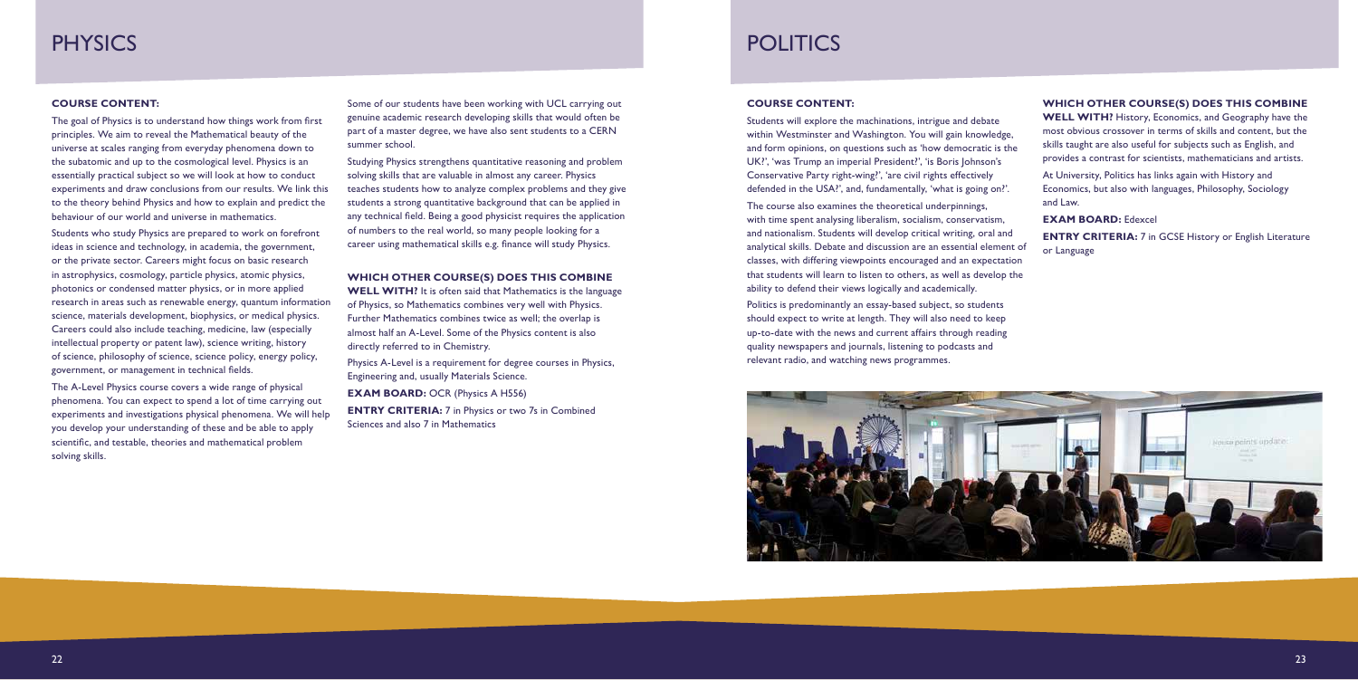# PHYSICS

### COURSE CONTENT:

The goal of Physics is to understand how things work from first principles. We aim to reveal the Mathematical beauty of the universe at scales ranging from everyday phenomena down to the subatomic and up to the cosmological level. Physics is an essentially practical subject so we will look at how to conduct experiments and draw conclusions from our results. We link this to the theory behind Physics and how to explain and predict the behaviour of our world and universe in mathematics.

Students who study Physics are prepared to work on forefront ideas in science and technology, in academia, the government, or the private sector. Careers might focus on basic research in astrophysics, cosmology, particle physics, atomic physics, photonics or condensed matter physics, or in more applied research in areas such as renewable energy, quantum information science, materials development, biophysics, or medical physics. Careers could also include teaching, medicine, law (especially intellectual property or patent law), science writing, history of science, philosophy of science, science policy, energy policy, government, or management in technical fields.

The A-Level Physics course covers a wide range of physical phenomena. You can expect to spend a lot of time carrying out experiments and investigations physical phenomena. We will help you develop your understanding of these and be able to apply scientific, and testable, theories and mathematical problem solving skills.

Some of our students have been working with UCL carrying out genuine academic research developing skills that would often be part of a master degree, we have also sent students to a CERN summer school.

Studying Physics strengthens quantitative reasoning and problem solving skills that are valuable in almost any career. Physics teaches students how to analyze complex problems and they give students a strong quantitative background that can be applied in any technical field. Being a good physicist requires the application of numbers to the real world, so many people looking for a career using mathematical skills e.g. finance will study Physics.

### WHICH OTHER COURSE(S) DOES THIS COMBINE WELL WITH?

It is often said that Mathematics is the language of Physics, so Mathematics combines very well with Physics. Further Mathematics combines twice as well; the overlap is almost half an A-Level. Some of the Physics content is also directly referred to in Chemistry.

Physics A-Level is a requirement for degree courses in Physics, Engineering and, usually Materials Science.

**EXAM BOARD:** OCR (Physics A H556)

**ENTRY CRITERIA:** 7 in Physics or two 7s in Combined Sciences and also 7 in Mathematics

# POLITICS

### COURSE CONTENT:

Students will explore the machinations, intrigue and debate within Westminster and Washington. You will gain knowledge, and form opinions, on questions such as 'how democratic is the UK?', 'was Trump an imperial President?', 'is Boris Johnson's Conservative Party right-wing?', 'are civil rights effectively defended in the USA?', and, fundamentally, 'what is going on?'.

The course also examines the theoretical underpinnings, with time spent analysing liberalism, socialism, conservatism, and nationalism. Students will develop critical writing, oral and analytical skills. Debate and discussion are an essential element of classes, with differing viewpoints encouraged and an expectation that students will learn to listen to others, as well as develop the ability to defend their views logically and academically.

Politics is predominantly an essay-based subject, so students should expect to write at length. They will also need to keep up-to-date with the news and current affairs through reading quality newspapers and journals, listening to podcasts and relevant radio, and watching news programmes.

### WHICH OTHER COURSE(S) DOES THIS COMBINE WELL WITH?

History, Economics, and Geography have the most obvious crossover in terms of skills and content, but the skills taught are also useful for subjects such as English, and provides a contrast for scientists, mathematicians and artists.

At University, Politics has links again with History and Economics, but also with languages, Philosophy, Sociology and Law.

**EXAM BOARD:** Edexcel

**ENTRY CRITERIA:** 7 in GCSE History or English Literature or Language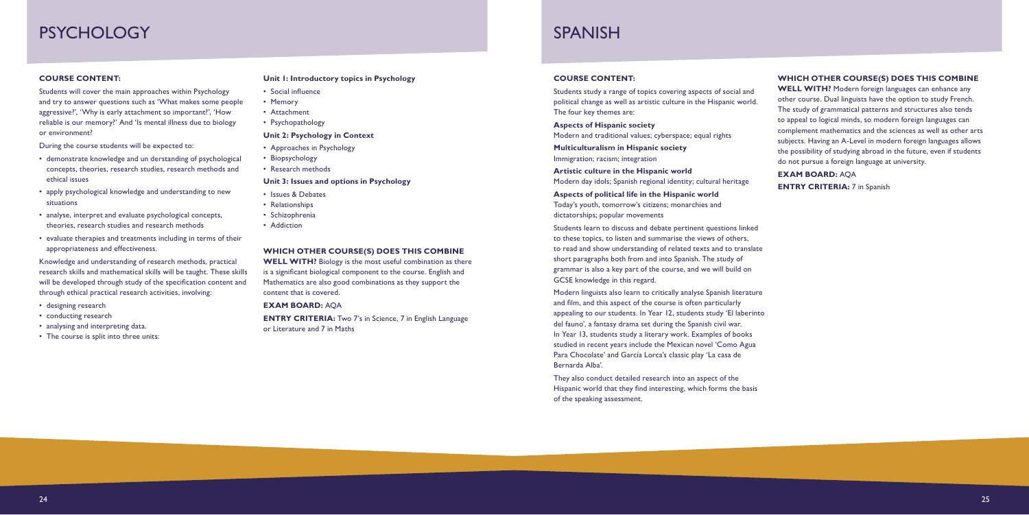# PSYCHOLOGY

**COURSE CONTENT:**

Students will cover the main approaches within Psychology and try to answer questions such as 'What makes some people aggressive?', 'Why is early attachment so important?', 'How reliable is our memory?' And 'Is mental illness due to biology or environment?

During the course students will be expected to:

- demonstrate knowledge and un derstanding of psychological concepts, theories, research studies, research methods and ethical issues
- apply psychological knowledge and understanding to new situations
- analyse, interpret and evaluate psychological concepts, theories, research studies and research methods
- evaluate therapies and treatments including in terms of their appropriateness and effectiveness.

Knowledge and understanding of research methods, practical research skills and mathematical skills will be taught. These skills will be developed through study of the specification content and through ethical practical research activities, involving:

- designing research
- conducting research
- analysing and interpreting data.
- The course is split into three units:

**Unit 1: Introductory topics in Psychology**

- Social influence
- Memory
- Attachment
- Psychopathology

**Unit 2: Psychology in Context**

- Approaches in Psychology
- Biopsychology
- Research methods

**Unit 3: Issues and options in Psychology**

- Issues & Debates
- Relationships
- Schizophrenia
- Addiction

**WHICH OTHER COURSE(S) DOES THIS COMBINE WELL WITH?** Biology is the most useful combination as there is a significant biological component to the course. English and Mathematics are also good combinations as they support the content that is covered.

**EXAM BOARD:** AQA

**ENTRY CRITERIA:** Two 7's in Science, 7 in English Language or Literature and 7 in Maths

# SPANISH

**COURSE CONTENT:**

Students study a range of topics covering aspects of social and political change as well as artistic culture in the Hispanic world. The four key themes are:

**Aspects of Hispanic society**
Modern and traditional values; cyberspace; equal rights

**Multiculturalism in Hispanic society**
Immigration; racism; integration

**Artistic culture in the Hispanic world**
Modern day idols; Spanish regional identity; cultural heritage

**Aspects of political life in the Hispanic world**
Today's youth, tomorrow's citizens; monarchies and dictatorships; popular movements

Students learn to discuss and debate pertinent questions linked to these topics, to listen and summarise the views of others, to read and show understanding of related texts and to translate short paragraphs both from and into Spanish. The study of grammar is also a key part of the course, and we will build on GCSE knowledge in this regard.

Modern linguists also learn to critically analyse Spanish literature and film, and this aspect of the course is often particularly appealing to our students. In Year 12, students study 'El laberinto del fauno', a fantasy drama set during the Spanish civil war. In Year 13, students study a literary work. Examples of books studied in recent years include the Mexican novel 'Como Agua Para Chocolate' and García Lorca's classic play 'La casa de Bernarda Alba'.

They also conduct detailed research into an aspect of the Hispanic world that they find interesting, which forms the basis of the speaking assessment.

**WHICH OTHER COURSE(S) DOES THIS COMBINE WELL WITH?** Modern foreign languages can enhance any other course. Dual linguists have the option to study French. The study of grammatical patterns and structures also tends to appeal to logical minds, so modern foreign languages can complement mathematics and the sciences as well as other arts subjects. Having an A-Level in modern foreign languages allows the possibility of studying abroad in the future, even if students do not pursue a foreign language at university.

**EXAM BOARD:** AQA

**ENTRY CRITERIA:** 7 in Spanish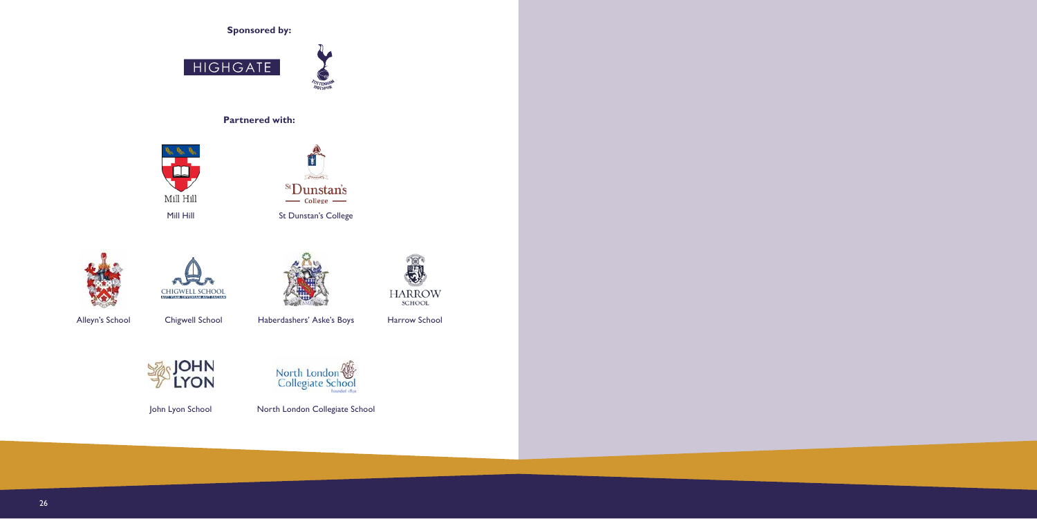**Sponsored by:**

HIGHGATE

**Partnered with:**

Mill Hill

St Dunstan's College

Alleyn's School

Chigwell School

Haberdashers' Aske's Boys

Harrow School

John Lyon School

North London Collegiate School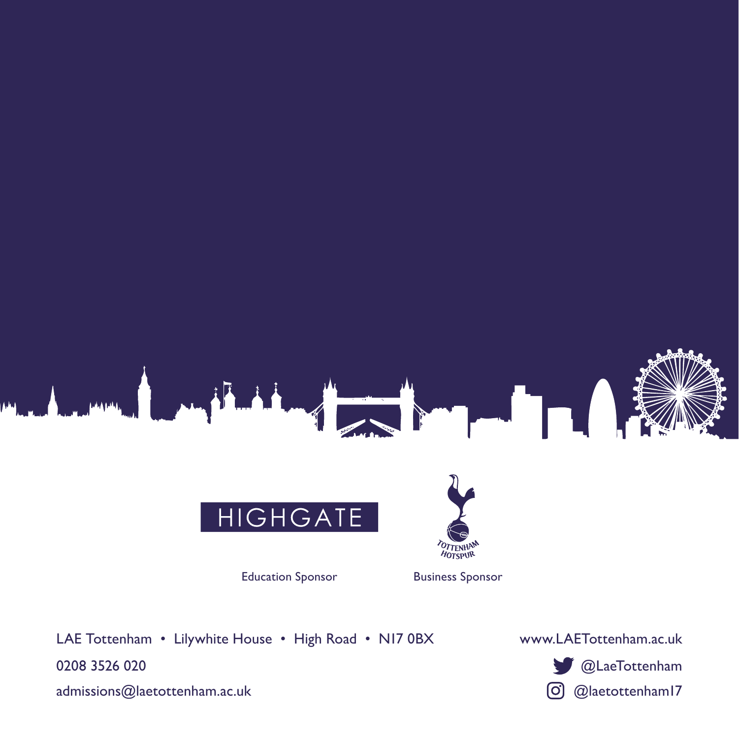HIGHGATE

TOTTENHAM HOTSPUR

Education Sponsor

Business Sponsor

LAE Tottenham • Lilywhite House • High Road • N17 0BX

0208 3526 020

admissions@laetottenham.ac.uk

www.LAETottenham.ac.uk

@LaeTottenham

@laetottenham17